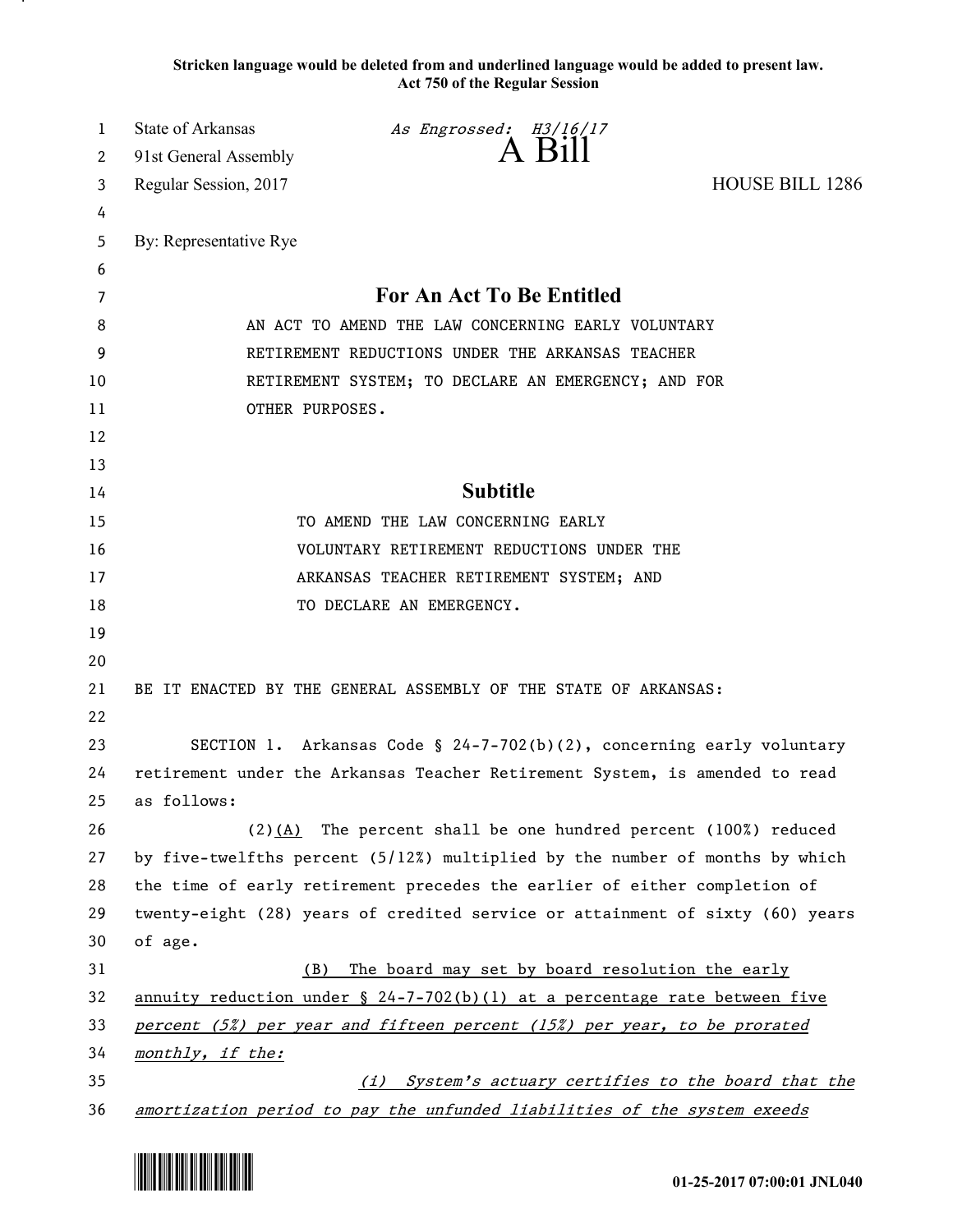**Stricken language would be deleted from and underlined language would be added to present law.**
**Act 750 of the Regular Session**

State of Arkansas *As Engrossed: H3/16/17*
91st General Assembly

# A Bill

Regular Session, 2017 HOUSE BILL 1286

By: Representative Rye

## For An Act To Be Entitled

AN ACT TO AMEND THE LAW CONCERNING EARLY VOLUNTARY RETIREMENT REDUCTIONS UNDER THE ARKANSAS TEACHER RETIREMENT SYSTEM; TO DECLARE AN EMERGENCY; AND FOR OTHER PURPOSES.

## Subtitle

TO AMEND THE LAW CONCERNING EARLY VOLUNTARY RETIREMENT REDUCTIONS UNDER THE ARKANSAS TEACHER RETIREMENT SYSTEM; AND TO DECLARE AN EMERGENCY.

BE IT ENACTED BY THE GENERAL ASSEMBLY OF THE STATE OF ARKANSAS:

SECTION 1. Arkansas Code § 24-7-702(b)(2), concerning early voluntary retirement under the Arkansas Teacher Retirement System, is amended to read as follows:

(2)(A) The percent shall be one hundred percent (100%) reduced by five-twelfths percent (5/12%) multiplied by the number of months by which the time of early retirement precedes the earlier of either completion of twenty-eight (28) years of credited service or attainment of sixty (60) years of age.

(B) The board may set by board resolution the early annuity reduction under § 24-7-702(b)(1) at a percentage rate between five percent (5%) per year and fifteen percent (15%) per year, to be prorated monthly, if the:

(i) System's actuary certifies to the board that the amortization period to pay the unfunded liabilities of the system exeeds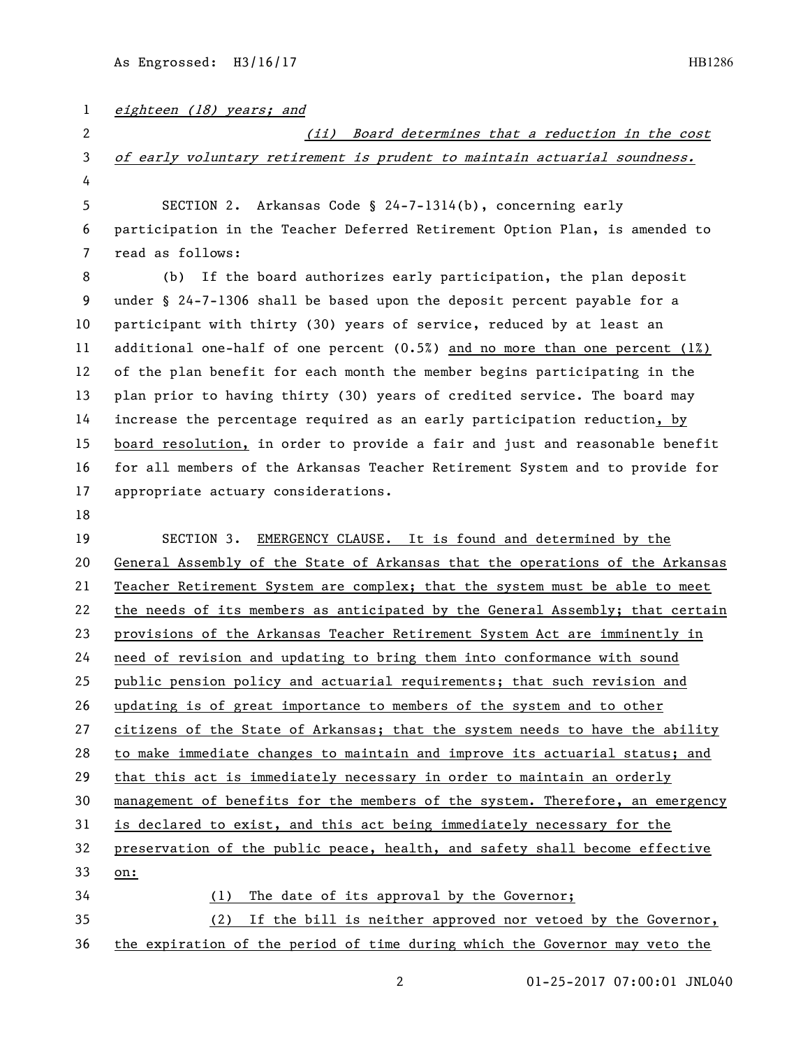*eighteen (18) years; and*

*(ii) Board determines that a reduction in the cost of early voluntary retirement is prudent to maintain actuarial soundness.*

SECTION 2. Arkansas Code § 24-7-1314(b), concerning early participation in the Teacher Deferred Retirement Option Plan, is amended to read as follows:

(b) If the board authorizes early participation, the plan deposit under § 24-7-1306 shall be based upon the deposit percent payable for a participant with thirty (30) years of service, reduced by at least an additional one-half of one percent (0.5%) and no more than one percent (1%) of the plan benefit for each month the member begins participating in the plan prior to having thirty (30) years of credited service. The board may increase the percentage required as an early participation reduction, by board resolution, in order to provide a fair and just and reasonable benefit for all members of the Arkansas Teacher Retirement System and to provide for appropriate actuary considerations.

SECTION 3. EMERGENCY CLAUSE. It is found and determined by the General Assembly of the State of Arkansas that the operations of the Arkansas Teacher Retirement System are complex; that the system must be able to meet the needs of its members as anticipated by the General Assembly; that certain provisions of the Arkansas Teacher Retirement System Act are imminently in need of revision and updating to bring them into conformance with sound public pension policy and actuarial requirements; that such revision and updating is of great importance to members of the system and to other citizens of the State of Arkansas; that the system needs to have the ability to make immediate changes to maintain and improve its actuarial status; and that this act is immediately necessary in order to maintain an orderly management of benefits for the members of the system. Therefore, an emergency is declared to exist, and this act being immediately necessary for the preservation of the public peace, health, and safety shall become effective on:

(1) The date of its approval by the Governor;

(2) If the bill is neither approved nor vetoed by the Governor, the expiration of the period of time during which the Governor may veto the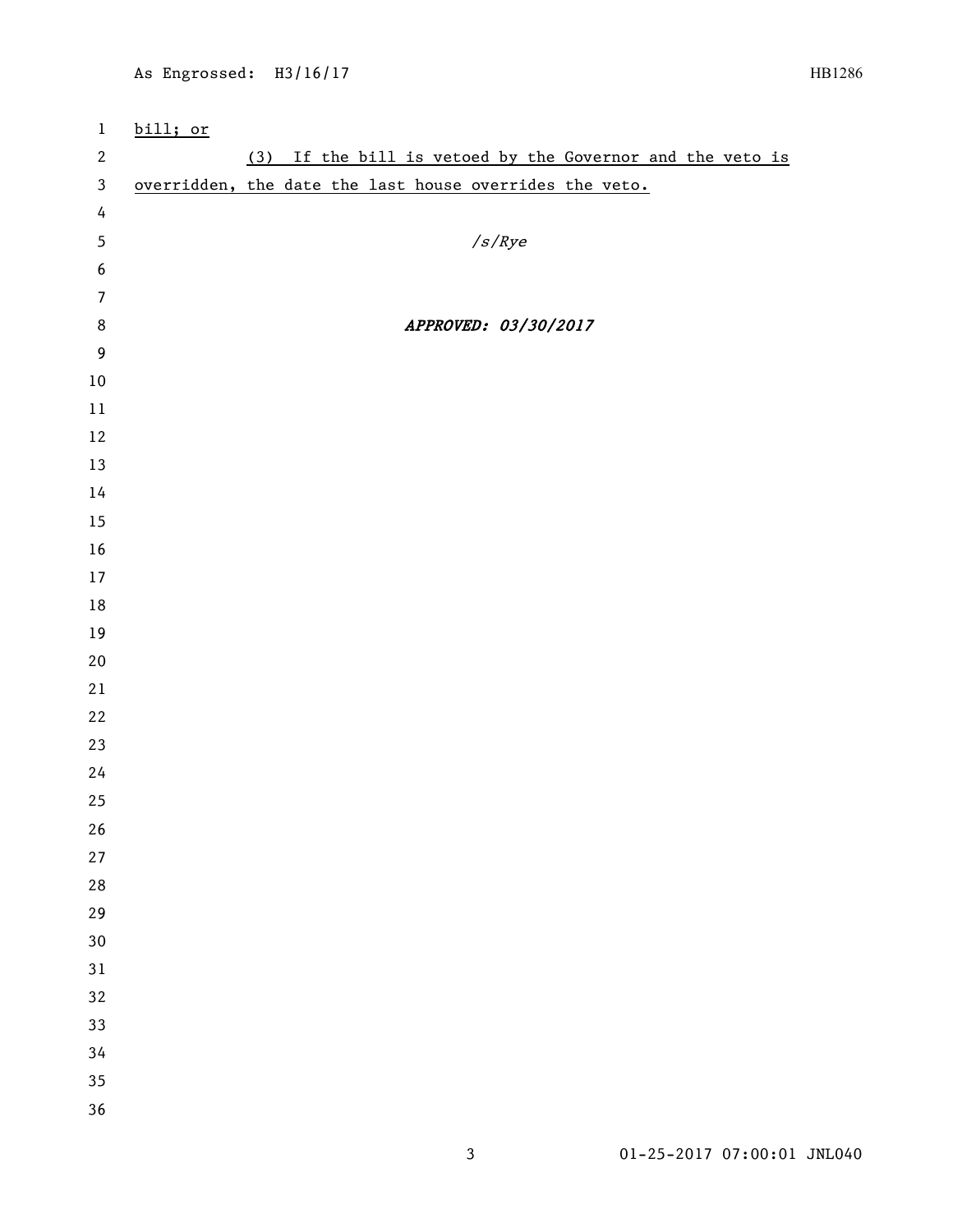bill; or

(3) If the bill is vetoed by the Governor and the veto is overridden, the date the last house overrides the veto.

*/s/Rye*

***APPROVED: 03/30/2017***